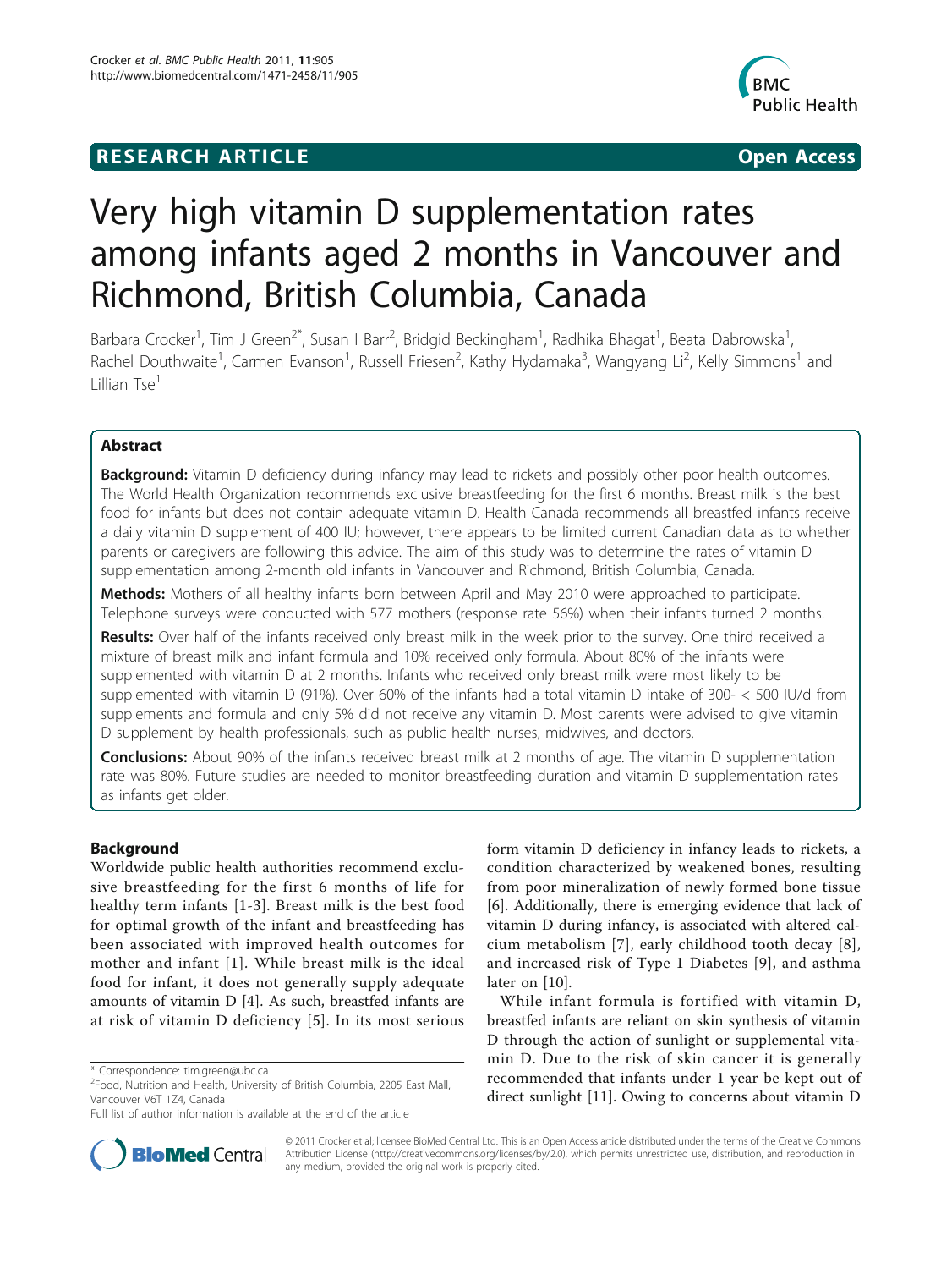**RESEARCH ARTICLE** **Open Access**

# Very high vitamin D supplementation rates among infants aged 2 months in Vancouver and Richmond, British Columbia, Canada

Barbara Crocker[1], Tim J Green[2*], Susan I Barr[2], Bridgid Beckingham[1], Radhika Bhagat[1], Beata Dabrowska[1], Rachel Douthwaite[1], Carmen Evanson[1], Russell Friesen[2], Kathy Hydamaka[3], Wangyang Li[2], Kelly Simmons[1] and Lillian Tse[1]

## Abstract

**Background:** Vitamin D deficiency during infancy may lead to rickets and possibly other poor health outcomes. The World Health Organization recommends exclusive breastfeeding for the first 6 months. Breast milk is the best food for infants but does not contain adequate vitamin D. Health Canada recommends all breastfed infants receive a daily vitamin D supplement of 400 IU; however, there appears to be limited current Canadian data as to whether parents or caregivers are following this advice. The aim of this study was to determine the rates of vitamin D supplementation among 2-month old infants in Vancouver and Richmond, British Columbia, Canada.

**Methods:** Mothers of all healthy infants born between April and May 2010 were approached to participate. Telephone surveys were conducted with 577 mothers (response rate 56%) when their infants turned 2 months.

**Results:** Over half of the infants received only breast milk in the week prior to the survey. One third received a mixture of breast milk and infant formula and 10% received only formula. About 80% of the infants were supplemented with vitamin D at 2 months. Infants who received only breast milk were most likely to be supplemented with vitamin D (91%). Over 60% of the infants had a total vitamin D intake of 300- < 500 IU/d from supplements and formula and only 5% did not receive any vitamin D. Most parents were advised to give vitamin D supplement by health professionals, such as public health nurses, midwives, and doctors.

**Conclusions:** About 90% of the infants received breast milk at 2 months of age. The vitamin D supplementation rate was 80%. Future studies are needed to monitor breastfeeding duration and vitamin D supplementation rates as infants get older.

## Background

Worldwide public health authorities recommend exclusive breastfeeding for the first 6 months of life for healthy term infants [1-3]. Breast milk is the best food for optimal growth of the infant and breastfeeding has been associated with improved health outcomes for mother and infant [1]. While breast milk is the ideal food for infant, it does not generally supply adequate amounts of vitamin D [4]. As such, breastfed infants are at risk of vitamin D deficiency [5]. In its most serious form vitamin D deficiency in infancy leads to rickets, a condition characterized by weakened bones, resulting from poor mineralization of newly formed bone tissue [6]. Additionally, there is emerging evidence that lack of vitamin D during infancy, is associated with altered calcium metabolism [7], early childhood tooth decay [8], and increased risk of Type 1 Diabetes [9], and asthma later on [10].

While infant formula is fortified with vitamin D, breastfed infants are reliant on skin synthesis of vitamin D through the action of sunlight or supplemental vitamin D. Due to the risk of skin cancer it is generally recommended that infants under 1 year be kept out of direct sunlight [11]. Owing to concerns about vitamin D

\* Correspondence: tim.green@ubc.ca
[2]Food, Nutrition and Health, University of British Columbia, 2205 East Mall, Vancouver V6T 1Z4, Canada
Full list of author information is available at the end of the article

© 2011 Crocker et al; licensee BioMed Central Ltd. This is an Open Access article distributed under the terms of the Creative Commons Attribution License (http://creativecommons.org/licenses/by/2.0), which permits unrestricted use, distribution, and reproduction in any medium, provided the original work is properly cited.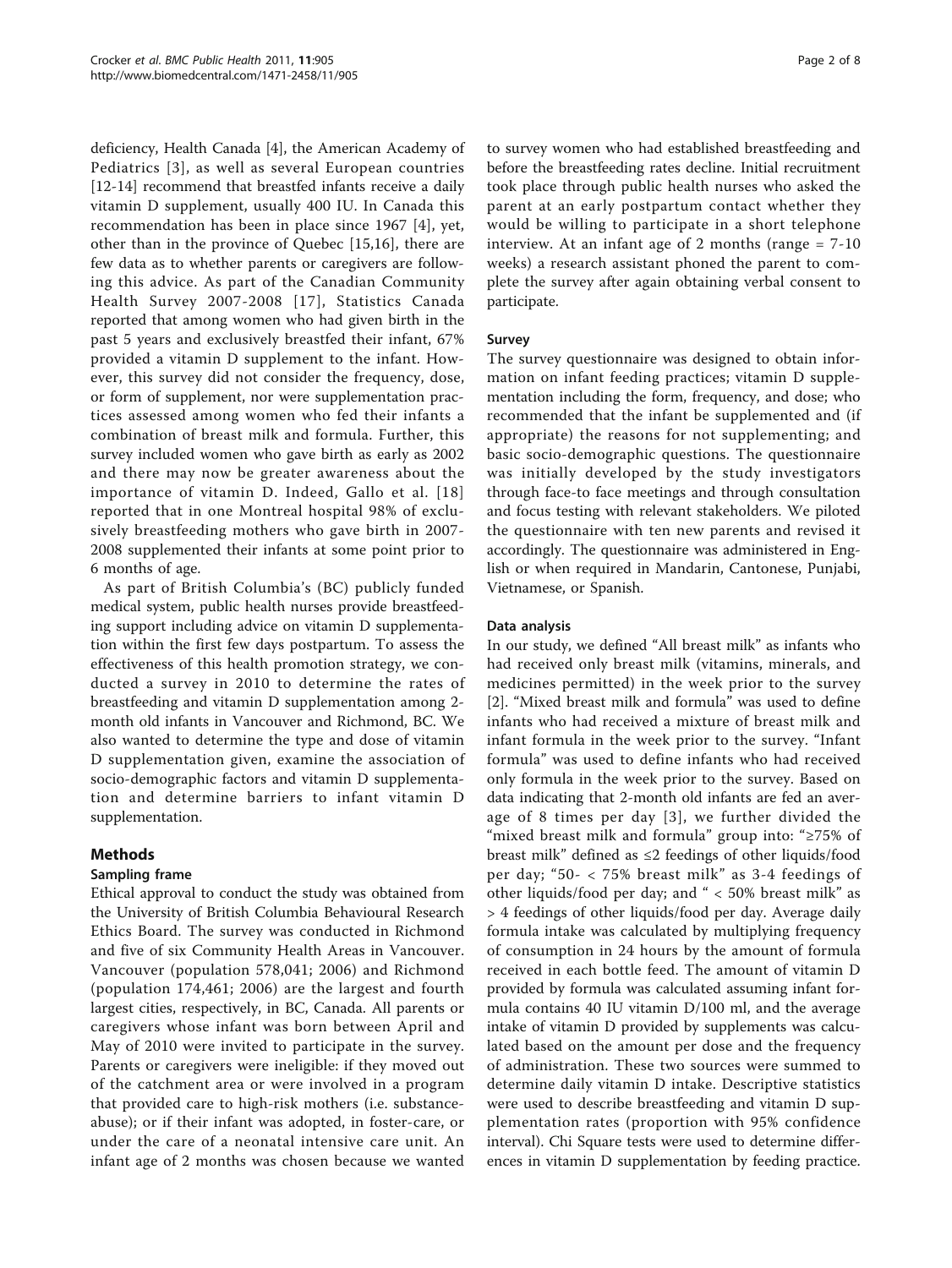deficiency, Health Canada [4], the American Academy of Pediatrics [3], as well as several European countries [12-14] recommend that breastfed infants receive a daily vitamin D supplement, usually 400 IU. In Canada this recommendation has been in place since 1967 [4], yet, other than in the province of Quebec [15,16], there are few data as to whether parents or caregivers are following this advice. As part of the Canadian Community Health Survey 2007-2008 [17], Statistics Canada reported that among women who had given birth in the past 5 years and exclusively breastfed their infant, 67% provided a vitamin D supplement to the infant. However, this survey did not consider the frequency, dose, or form of supplement, nor were supplementation practices assessed among women who fed their infants a combination of breast milk and formula. Further, this survey included women who gave birth as early as 2002 and there may now be greater awareness about the importance of vitamin D. Indeed, Gallo et al. [18] reported that in one Montreal hospital 98% of exclusively breastfeeding mothers who gave birth in 2007-2008 supplemented their infants at some point prior to 6 months of age.

As part of British Columbia's (BC) publicly funded medical system, public health nurses provide breastfeeding support including advice on vitamin D supplementation within the first few days postpartum. To assess the effectiveness of this health promotion strategy, we conducted a survey in 2010 to determine the rates of breastfeeding and vitamin D supplementation among 2-month old infants in Vancouver and Richmond, BC. We also wanted to determine the type and dose of vitamin D supplementation given, examine the association of socio-demographic factors and vitamin D supplementation and determine barriers to infant vitamin D supplementation.

## Methods

### Sampling frame

Ethical approval to conduct the study was obtained from the University of British Columbia Behavioural Research Ethics Board. The survey was conducted in Richmond and five of six Community Health Areas in Vancouver. Vancouver (population 578,041; 2006) and Richmond (population 174,461; 2006) are the largest and fourth largest cities, respectively, in BC, Canada. All parents or caregivers whose infant was born between April and May of 2010 were invited to participate in the survey. Parents or caregivers were ineligible: if they moved out of the catchment area or were involved in a program that provided care to high-risk mothers (i.e. substance-abuse); or if their infant was adopted, in foster-care, or under the care of a neonatal intensive care unit. An infant age of 2 months was chosen because we wanted to survey women who had established breastfeeding and before the breastfeeding rates decline. Initial recruitment took place through public health nurses who asked the parent at an early postpartum contact whether they would be willing to participate in a short telephone interview. At an infant age of 2 months (range = 7-10 weeks) a research assistant phoned the parent to complete the survey after again obtaining verbal consent to participate.

### Survey

The survey questionnaire was designed to obtain information on infant feeding practices; vitamin D supplementation including the form, frequency, and dose; who recommended that the infant be supplemented and (if appropriate) the reasons for not supplementing; and basic socio-demographic questions. The questionnaire was initially developed by the study investigators through face-to face meetings and through consultation and focus testing with relevant stakeholders. We piloted the questionnaire with ten new parents and revised it accordingly. The questionnaire was administered in English or when required in Mandarin, Cantonese, Punjabi, Vietnamese, or Spanish.

### Data analysis

In our study, we defined "All breast milk" as infants who had received only breast milk (vitamins, minerals, and medicines permitted) in the week prior to the survey [2]. "Mixed breast milk and formula" was used to define infants who had received a mixture of breast milk and infant formula in the week prior to the survey. "Infant formula" was used to define infants who had received only formula in the week prior to the survey. Based on data indicating that 2-month old infants are fed an average of 8 times per day [3], we further divided the "mixed breast milk and formula" group into: "≥75% of breast milk" defined as ≤2 feedings of other liquids/food per day; "50- < 75% breast milk" as 3-4 feedings of other liquids/food per day; and " < 50% breast milk" as > 4 feedings of other liquids/food per day. Average daily formula intake was calculated by multiplying frequency of consumption in 24 hours by the amount of formula received in each bottle feed. The amount of vitamin D provided by formula was calculated assuming infant formula contains 40 IU vitamin D/100 ml, and the average intake of vitamin D provided by supplements was calculated based on the amount per dose and the frequency of administration. These two sources were summed to determine daily vitamin D intake. Descriptive statistics were used to describe breastfeeding and vitamin D supplementation rates (proportion with 95% confidence interval). Chi Square tests were used to determine differences in vitamin D supplementation by feeding practice.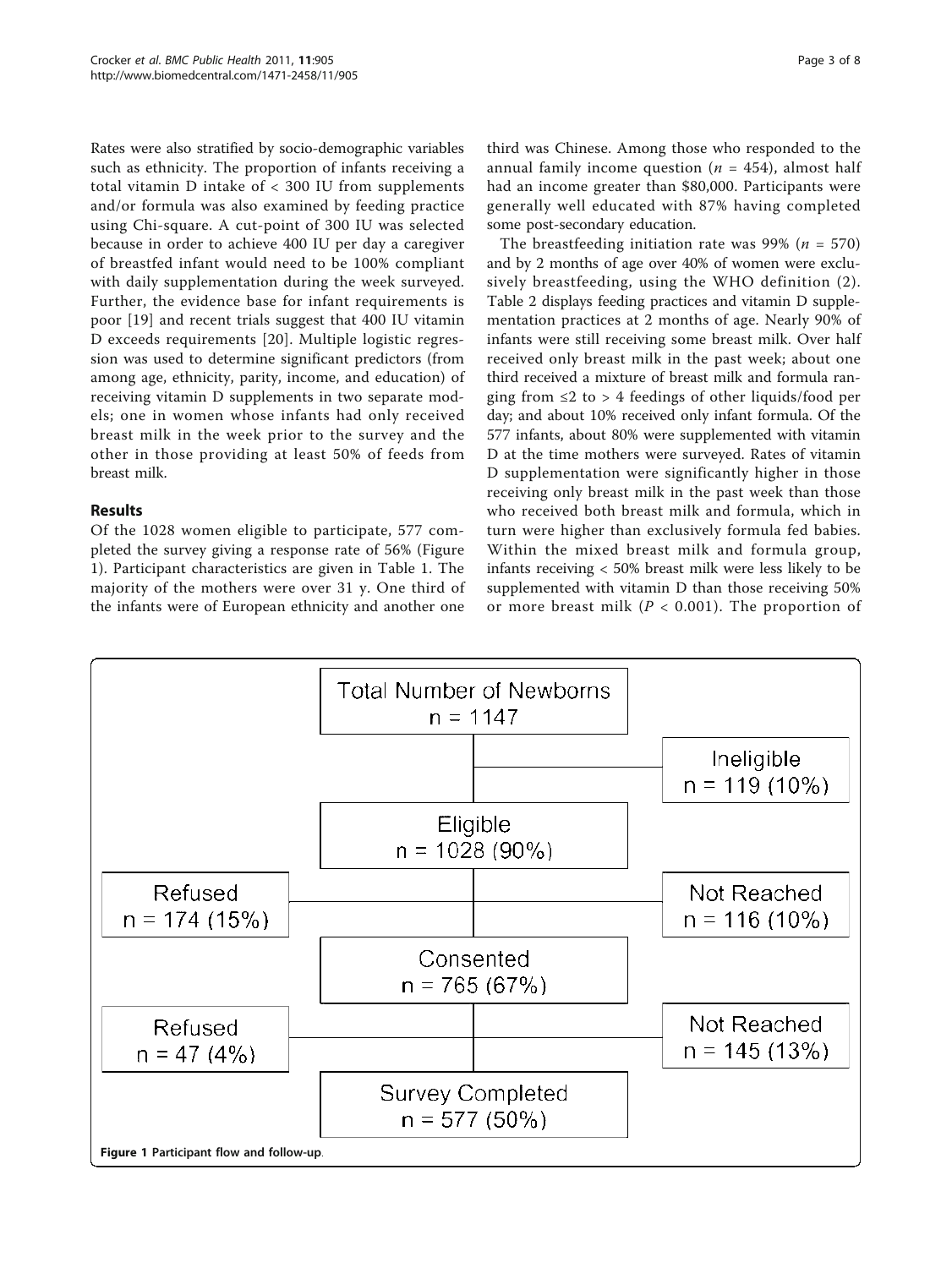Rates were also stratified by socio-demographic variables such as ethnicity. The proportion of infants receiving a total vitamin D intake of < 300 IU from supplements and/or formula was also examined by feeding practice using Chi-square. A cut-point of 300 IU was selected because in order to achieve 400 IU per day a caregiver of breastfed infant would need to be 100% compliant with daily supplementation during the week surveyed. Further, the evidence base for infant requirements is poor [19] and recent trials suggest that 400 IU vitamin D exceeds requirements [20]. Multiple logistic regression was used to determine significant predictors (from among age, ethnicity, parity, income, and education) of receiving vitamin D supplements in two separate models; one in women whose infants had only received breast milk in the week prior to the survey and the other in those providing at least 50% of feeds from breast milk.

## Results

Of the 1028 women eligible to participate, 577 completed the survey giving a response rate of 56% (Figure 1). Participant characteristics are given in Table 1. The majority of the mothers were over 31 y. One third of the infants were of European ethnicity and another one third was Chinese. Among those who responded to the annual family income question ($n$ = 454), almost half had an income greater than \$80,000. Participants were generally well educated with 87% having completed some post-secondary education.

The breastfeeding initiation rate was 99% ($n$ = 570) and by 2 months of age over 40% of women were exclusively breastfeeding, using the WHO definition (2). Table 2 displays feeding practices and vitamin D supplementation practices at 2 months of age. Nearly 90% of infants were still receiving some breast milk. Over half received only breast milk in the past week; about one third received a mixture of breast milk and formula ranging from ≤2 to > 4 feedings of other liquids/food per day; and about 10% received only infant formula. Of the 577 infants, about 80% were supplemented with vitamin D at the time mothers were surveyed. Rates of vitamin D supplementation were significantly higher in those receiving only breast milk in the past week than those who received both breast milk and formula, which in turn were higher than exclusively formula fed babies. Within the mixed breast milk and formula group, infants receiving < 50% breast milk were less likely to be supplemented with vitamin D than those receiving 50% or more breast milk ($P$ < 0.001). The proportion of

- Total Number of Newborns n = 1147
  - Ineligible n = 119 (10%)
- Eligible n = 1028 (90%)
  - Refused n = 174 (15%)
  - Not Reached n = 116 (10%)
- Consented n = 765 (67%)
  - Refused n = 47 (4%)
  - Not Reached n = 145 (13%)
- Survey Completed n = 577 (50%)

**Figure 1 Participant flow and follow-up**.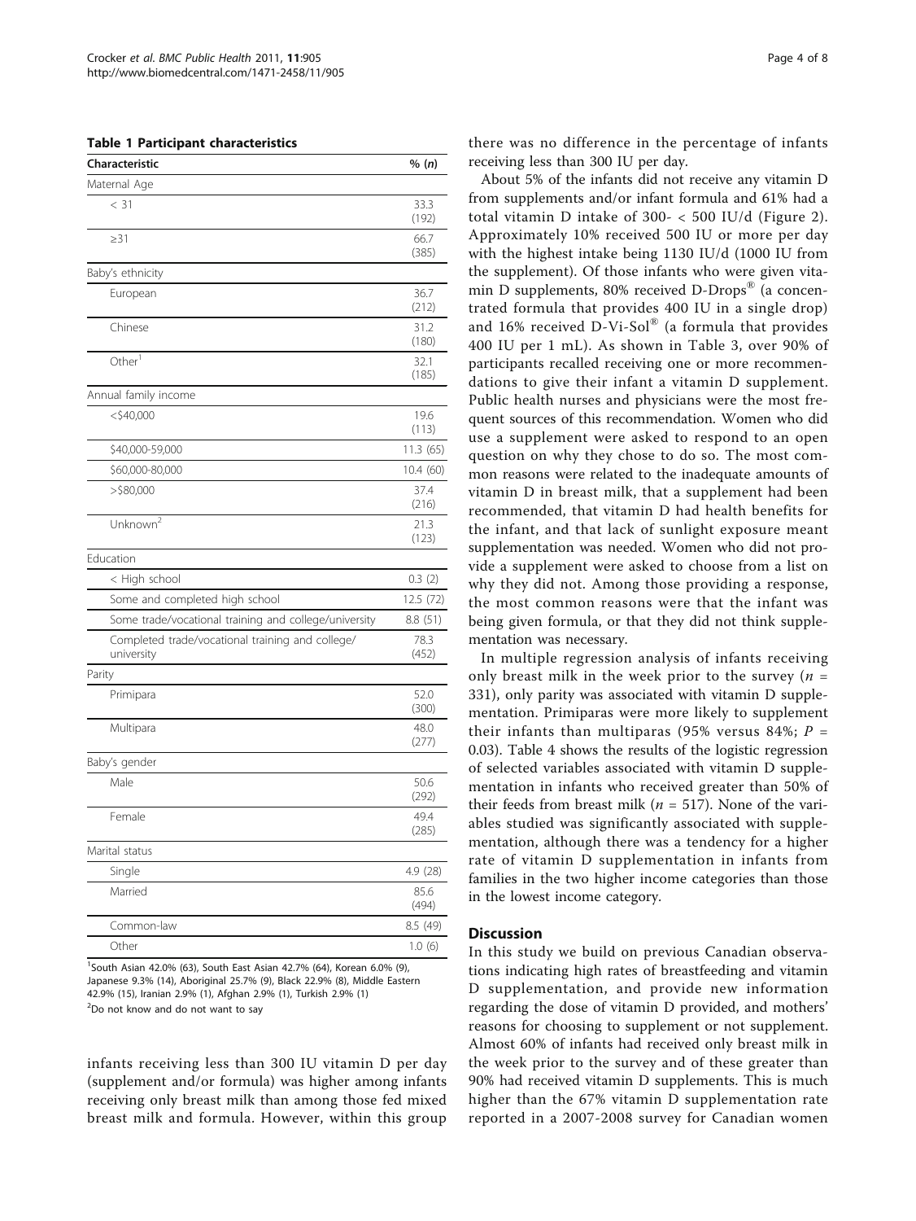**Table 1 Participant characteristics**

| Characteristic | % (*n*) |
|---|---|
| Maternal Age | |
| < 31 | 33.3 (192) |
| ≥31 | 66.7 (385) |
| Baby's ethnicity | |
| European | 36.7 (212) |
| Chinese | 31.2 (180) |
| Other[1] | 32.1 (185) |
| Annual family income | |
| <$40,000 | 19.6 (113) |
| $40,000-59,000 | 11.3 (65) |
| $60,000-80,000 | 10.4 (60) |
| >$80,000 | 37.4 (216) |
| Unknown[2] | 21.3 (123) |
| Education | |
| < High school | 0.3 (2) |
| Some and completed high school | 12.5 (72) |
| Some trade/vocational training and college/university | 8.8 (51) |
| Completed trade/vocational training and college/ university | 78.3 (452) |
| Parity | |
| Primipara | 52.0 (300) |
| Multipara | 48.0 (277) |
| Baby's gender | |
| Male | 50.6 (292) |
| Female | 49.4 (285) |
| Marital status | |
| Single | 4.9 (28) |
| Married | 85.6 (494) |
| Common-law | 8.5 (49) |
| Other | 1.0 (6) |

[1]South Asian 42.0% (63), South East Asian 42.7% (64), Korean 6.0% (9), Japanese 9.3% (14), Aboriginal 25.7% (9), Black 22.9% (8), Middle Eastern 42.9% (15), Iranian 2.9% (1), Afghan 2.9% (1), Turkish 2.9% (1)

[2]Do not know and do not want to say

infants receiving less than 300 IU vitamin D per day (supplement and/or formula) was higher among infants receiving only breast milk than among those fed mixed breast milk and formula. However, within this group there was no difference in the percentage of infants receiving less than 300 IU per day.

About 5% of the infants did not receive any vitamin D from supplements and/or infant formula and 61% had a total vitamin D intake of 300- < 500 IU/d (Figure 2). Approximately 10% received 500 IU or more per day with the highest intake being 1130 IU/d (1000 IU from the supplement). Of those infants who were given vitamin D supplements, 80% received D-Drops® (a concentrated formula that provides 400 IU in a single drop) and 16% received D-Vi-Sol® (a formula that provides 400 IU per 1 mL). As shown in Table 3, over 90% of participants recalled receiving one or more recommendations to give their infant a vitamin D supplement. Public health nurses and physicians were the most frequent sources of this recommendation. Women who did use a supplement were asked to respond to an open question on why they chose to do so. The most common reasons were related to the inadequate amounts of vitamin D in breast milk, that a supplement had been recommended, that vitamin D had health benefits for the infant, and that lack of sunlight exposure meant supplementation was needed. Women who did not provide a supplement were asked to choose from a list on why they did not. Among those providing a response, the most common reasons were that the infant was being given formula, or that they did not think supplementation was necessary.

In multiple regression analysis of infants receiving only breast milk in the week prior to the survey ($n$ = 331), only parity was associated with vitamin D supplementation. Primiparas were more likely to supplement their infants than multiparas (95% versus 84%; $P$ = 0.03). Table 4 shows the results of the logistic regression of selected variables associated with vitamin D supplementation in infants who received greater than 50% of their feeds from breast milk ($n$ = 517). None of the variables studied was significantly associated with supplementation, although there was a tendency for a higher rate of vitamin D supplementation in infants from families in the two higher income categories than those in the lowest income category.

## Discussion

In this study we build on previous Canadian observations indicating high rates of breastfeeding and vitamin D supplementation, and provide new information regarding the dose of vitamin D provided, and mothers' reasons for choosing to supplement or not supplement. Almost 60% of infants had received only breast milk in the week prior to the survey and of these greater than 90% had received vitamin D supplements. This is much higher than the 67% vitamin D supplementation rate reported in a 2007-2008 survey for Canadian women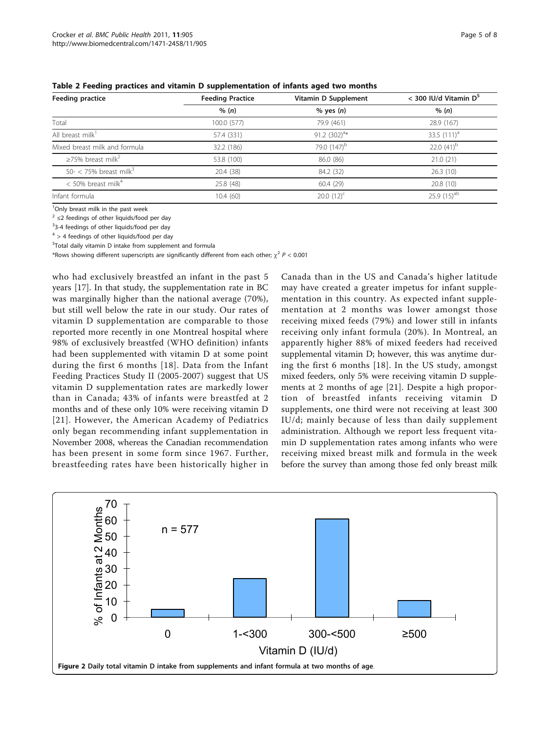**Table 2 Feeding practices and vitamin D supplementation of infants aged two months**

| Feeding practice | Feeding Practice | Vitamin D Supplement | < 300 IU/d Vitamin D[5] |
|---|---|---|---|
| | % (n) | % yes (n) | % (n) |
| Total | 100.0 (577) | 79.9 (461) | 28.9 (167) |
| All breast milk[1] | 57.4 (331) | 91.2 (302)[a]* | 33.5 (111)[a] |
| Mixed breast milk and formula | 32.2 (186) | 79.0 (147)[b] | 22.0 (41)[b] |
| ≥75% breast milk[2] | 53.8 (100) | 86.0 (86) | 21.0 (21) |
| 50- < 75% breast milk[3] | 20.4 (38) | 84.2 (32) | 26.3 (10) |
| < 50% breast milk[4] | 25.8 (48) | 60.4 (29) | 20.8 (10) |
| Infant formula | 10.4 (60) | 20.0 (12)[c] | 25.9 (15)[ab] |

[1]Only breast milk in the past week

[2] ≤2 feedings of other liquids/food per day

[3]3-4 feedings of other liquids/food per day

[4] > 4 feedings of other liquids/food per day

[5]Total daily vitamin D intake from supplement and formula

*Rows showing different superscripts are significantly different from each other; $\chi^2$ $P < 0.001$

who had exclusively breastfed an infant in the past 5 years [17]. In that study, the supplementation rate in BC was marginally higher than the national average (70%), but still well below the rate in our study. Our rates of vitamin D supplementation are comparable to those reported more recently in one Montreal hospital where 98% of exclusively breastfed (WHO definition) infants had been supplemented with vitamin D at some point during the first 6 months [18]. Data from the Infant Feeding Practices Study II (2005-2007) suggest that US vitamin D supplementation rates are markedly lower than in Canada; 43% of infants were breastfed at 2 months and of these only 10% were receiving vitamin D [21]. However, the American Academy of Pediatrics only began recommending infant supplementation in November 2008, whereas the Canadian recommendation has been present in some form since 1967. Further, breastfeeding rates have been historically higher in Canada than in the US and Canada's higher latitude may have created a greater impetus for infant supplementation in this country. As expected infant supplementation at 2 months was lower amongst those receiving mixed feeds (79%) and lower still in infants receiving only infant formula (20%). In Montreal, an apparently higher 88% of mixed feeders had received supplemental vitamin D; however, this was anytime during the first 6 months [18]. In the US study, amongst mixed feeders, only 5% were receiving vitamin D supplements at 2 months of age [21]. Despite a high proportion of breastfed infants receiving vitamin D supplements, one third were not receiving at least 300 IU/d; mainly because of less than daily supplement administration. Although we report less frequent vitamin D supplementation rates among infants who were receiving mixed breast milk and formula in the week before the survey than among those fed only breast milk

**Figure 2** Daily total vitamin D intake from supplements and infant formula at two months of age.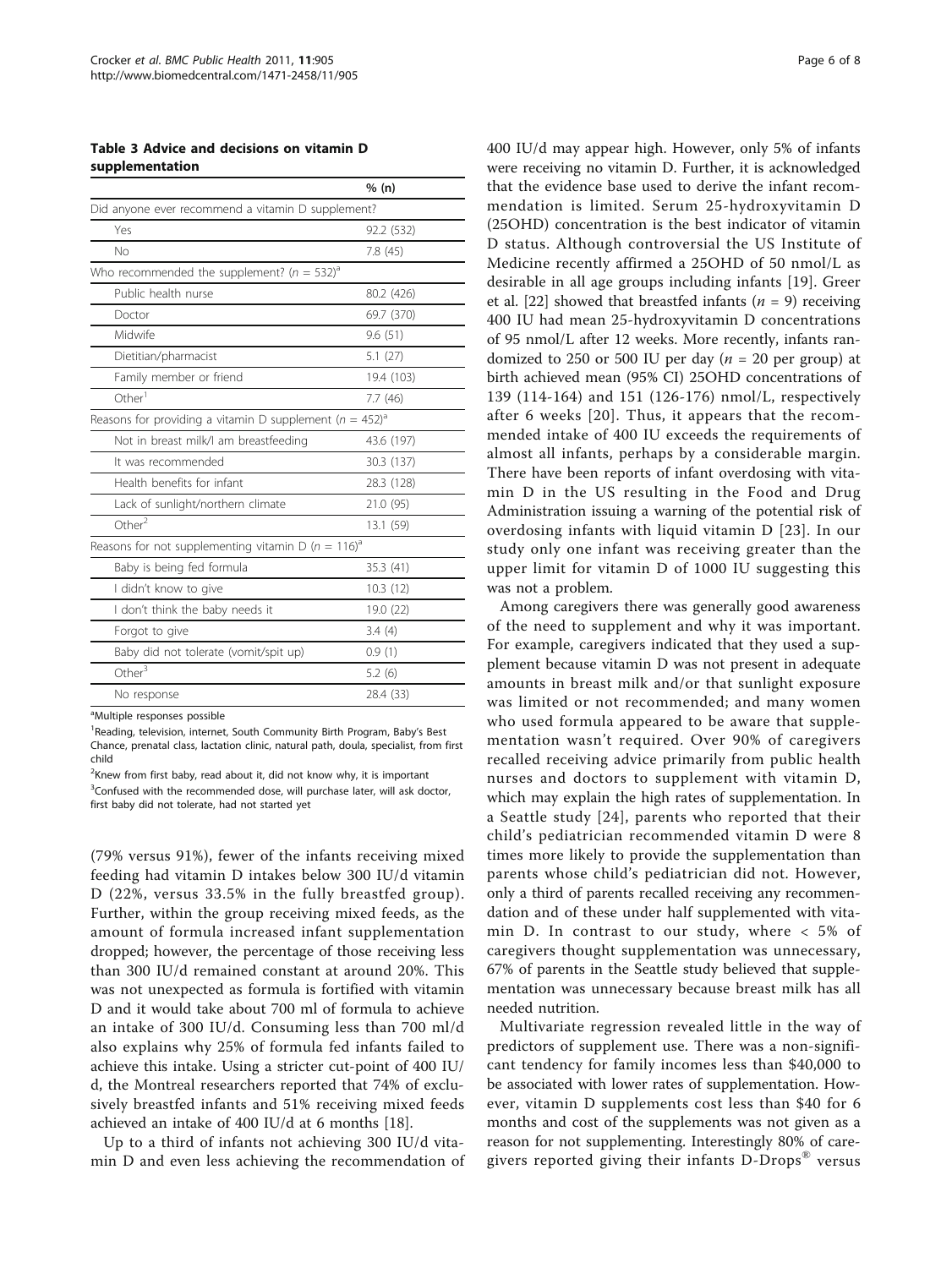**Table 3 Advice and decisions on vitamin D supplementation**

| | % (n) |
|---|---|
| Did anyone ever recommend a vitamin D supplement? | |
| Yes | 92.2 (532) |
| No | 7.8 (45) |
| Who recommended the supplement? ($n$ = 532)[a] | |
| Public health nurse | 80.2 (426) |
| Doctor | 69.7 (370) |
| Midwife | 9.6 (51) |
| Dietitian/pharmacist | 5.1 (27) |
| Family member or friend | 19.4 (103) |
| Other[1] | 7.7 (46) |
| Reasons for providing a vitamin D supplement ($n$ = 452)[a] | |
| Not in breast milk/I am breastfeeding | 43.6 (197) |
| It was recommended | 30.3 (137) |
| Health benefits for infant | 28.3 (128) |
| Lack of sunlight/northern climate | 21.0 (95) |
| Other[2] | 13.1 (59) |
| Reasons for not supplementing vitamin D ($n$ = 116)[a] | |
| Baby is being fed formula | 35.3 (41) |
| I didn't know to give | 10.3 (12) |
| I don't think the baby needs it | 19.0 (22) |
| Forgot to give | 3.4 (4) |
| Baby did not tolerate (vomit/spit up) | 0.9 (1) |
| Other[3] | 5.2 (6) |
| No response | 28.4 (33) |

[a]Multiple responses possible

[1]Reading, television, internet, South Community Birth Program, Baby's Best Chance, prenatal class, lactation clinic, natural path, doula, specialist, from first child

[2]Knew from first baby, read about it, did not know why, it is important

[3]Confused with the recommended dose, will purchase later, will ask doctor, first baby did not tolerate, had not started yet

(79% versus 91%), fewer of the infants receiving mixed feeding had vitamin D intakes below 300 IU/d vitamin D (22%, versus 33.5% in the fully breastfed group). Further, within the group receiving mixed feeds, as the amount of formula increased infant supplementation dropped; however, the percentage of those receiving less than 300 IU/d remained constant at around 20%. This was not unexpected as formula is fortified with vitamin D and it would take about 700 ml of formula to achieve an intake of 300 IU/d. Consuming less than 700 ml/d also explains why 25% of formula fed infants failed to achieve this intake. Using a stricter cut-point of 400 IU/d, the Montreal researchers reported that 74% of exclusively breastfed infants and 51% receiving mixed feeds achieved an intake of 400 IU/d at 6 months [18].

Up to a third of infants not achieving 300 IU/d vitamin D and even less achieving the recommendation of 400 IU/d may appear high. However, only 5% of infants were receiving no vitamin D. Further, it is acknowledged that the evidence base used to derive the infant recommendation is limited. Serum 25-hydroxyvitamin D (25OHD) concentration is the best indicator of vitamin D status. Although controversial the US Institute of Medicine recently affirmed a 25OHD of 50 nmol/L as desirable in all age groups including infants [19]. Greer et al. [22] showed that breastfed infants ($n$ = 9) receiving 400 IU had mean 25-hydroxyvitamin D concentrations of 95 nmol/L after 12 weeks. More recently, infants randomized to 250 or 500 IU per day ($n$ = 20 per group) at birth achieved mean (95% CI) 25OHD concentrations of 139 (114-164) and 151 (126-176) nmol/L, respectively after 6 weeks [20]. Thus, it appears that the recommended intake of 400 IU exceeds the requirements of almost all infants, perhaps by a considerable margin. There have been reports of infant overdosing with vitamin D in the US resulting in the Food and Drug Administration issuing a warning of the potential risk of overdosing infants with liquid vitamin D [23]. In our study only one infant was receiving greater than the upper limit for vitamin D of 1000 IU suggesting this was not a problem.

Among caregivers there was generally good awareness of the need to supplement and why it was important. For example, caregivers indicated that they used a supplement because vitamin D was not present in adequate amounts in breast milk and/or that sunlight exposure was limited or not recommended; and many women who used formula appeared to be aware that supplementation wasn't required. Over 90% of caregivers recalled receiving advice primarily from public health nurses and doctors to supplement with vitamin D, which may explain the high rates of supplementation. In a Seattle study [24], parents who reported that their child's pediatrician recommended vitamin D were 8 times more likely to provide the supplementation than parents whose child's pediatrician did not. However, only a third of parents recalled receiving any recommendation and of these under half supplemented with vitamin D. In contrast to our study, where < 5% of caregivers thought supplementation was unnecessary, 67% of parents in the Seattle study believed that supplementation was unnecessary because breast milk has all needed nutrition.

Multivariate regression revealed little in the way of predictors of supplement use. There was a non-significant tendency for family incomes less than $40,000 to be associated with lower rates of supplementation. However, vitamin D supplements cost less than $40 for 6 months and cost of the supplements was not given as a reason for not supplementing. Interestingly 80% of caregivers reported giving their infants D-Drops® versus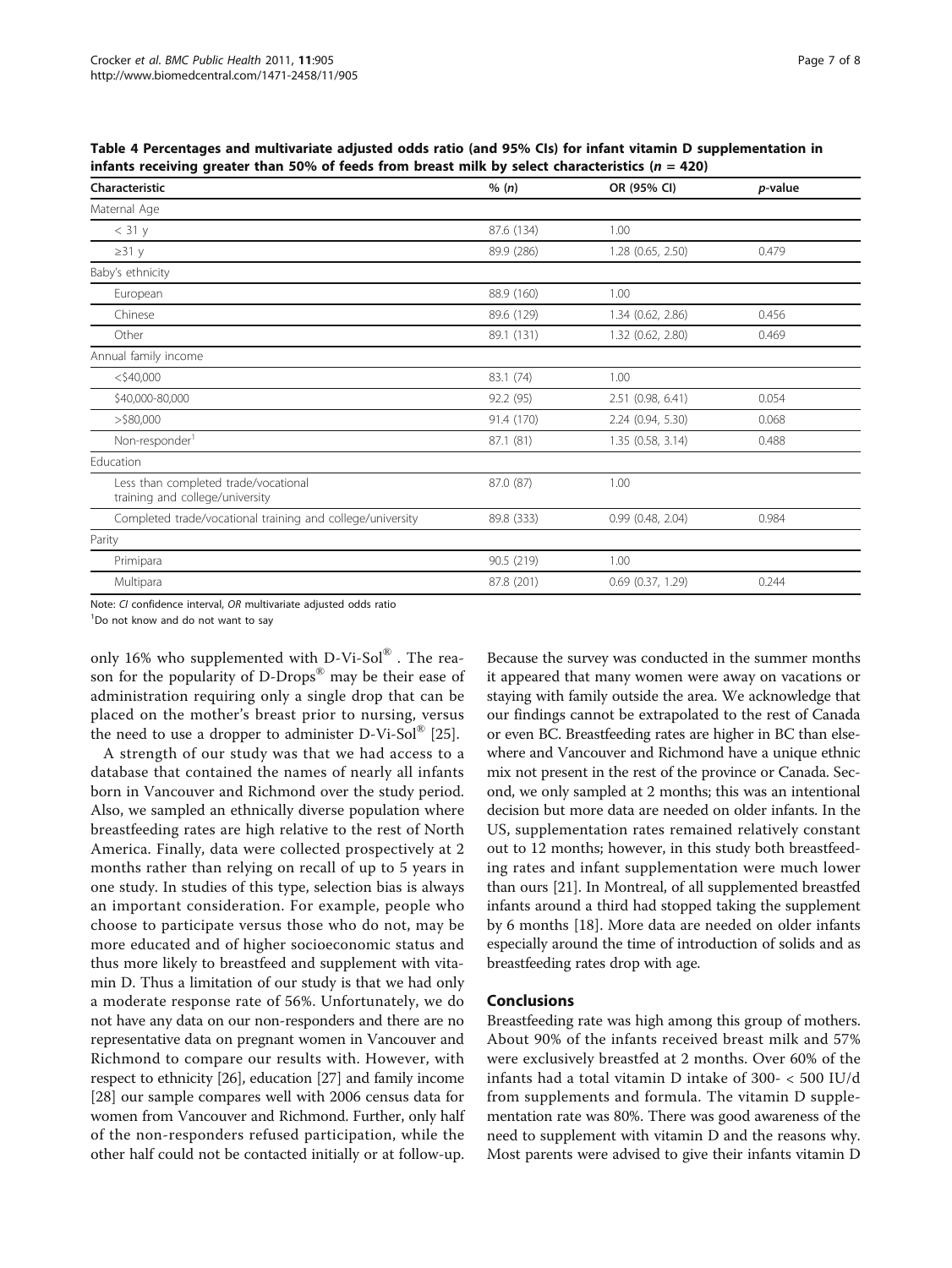**Table 4 Percentages and multivariate adjusted odds ratio (and 95% CIs) for infant vitamin D supplementation in infants receiving greater than 50% of feeds from breast milk by select characteristics ($n$ = 420)**

| Characteristic | % (*n*) | OR (95% CI) | *p*-value |
|---|---|---|---|
| Maternal Age | | | |
| < 31 y | 87.6 (134) | 1.00 | |
| ≥31 y | 89.9 (286) | 1.28 (0.65, 2.50) | 0.479 |
| Baby's ethnicity | | | |
| European | 88.9 (160) | 1.00 | |
| Chinese | 89.6 (129) | 1.34 (0.62, 2.86) | 0.456 |
| Other | 89.1 (131) | 1.32 (0.62, 2.80) | 0.469 |
| Annual family income | | | |
| <$40,000 | 83.1 (74) | 1.00 | |
| $40,000-80,000 | 92.2 (95) | 2.51 (0.98, 6.41) | 0.054 |
| >$80,000 | 91.4 (170) | 2.24 (0.94, 5.30) | 0.068 |
| Non-responder[1] | 87.1 (81) | 1.35 (0.58, 3.14) | 0.488 |
| Education | | | |
| Less than completed trade/vocational training and college/university | 87.0 (87) | 1.00 | |
| Completed trade/vocational training and college/university | 89.8 (333) | 0.99 (0.48, 2.04) | 0.984 |
| Parity | | | |
| Primipara | 90.5 (219) | 1.00 | |
| Multipara | 87.8 (201) | 0.69 (0.37, 1.29) | 0.244 |

Note: *CI* confidence interval, *OR* multivariate adjusted odds ratio

[1]Do not know and do not want to say

only 16% who supplemented with D-Vi-Sol® . The reason for the popularity of D-Drops® may be their ease of administration requiring only a single drop that can be placed on the mother's breast prior to nursing, versus the need to use a dropper to administer D-Vi-Sol® [25].

A strength of our study was that we had access to a database that contained the names of nearly all infants born in Vancouver and Richmond over the study period. Also, we sampled an ethnically diverse population where breastfeeding rates are high relative to the rest of North America. Finally, data were collected prospectively at 2 months rather than relying on recall of up to 5 years in one study. In studies of this type, selection bias is always an important consideration. For example, people who choose to participate versus those who do not, may be more educated and of higher socioeconomic status and thus more likely to breastfeed and supplement with vitamin D. Thus a limitation of our study is that we had only a moderate response rate of 56%. Unfortunately, we do not have any data on our non-responders and there are no representative data on pregnant women in Vancouver and Richmond to compare our results with. However, with respect to ethnicity [26], education [27] and family income [28] our sample compares well with 2006 census data for women from Vancouver and Richmond. Further, only half of the non-responders refused participation, while the other half could not be contacted initially or at follow-up. Because the survey was conducted in the summer months it appeared that many women were away on vacations or staying with family outside the area. We acknowledge that our findings cannot be extrapolated to the rest of Canada or even BC. Breastfeeding rates are higher in BC than elsewhere and Vancouver and Richmond have a unique ethnic mix not present in the rest of the province or Canada. Second, we only sampled at 2 months; this was an intentional decision but more data are needed on older infants. In the US, supplementation rates remained relatively constant out to 12 months; however, in this study both breastfeeding rates and infant supplementation were much lower than ours [21]. In Montreal, of all supplemented breastfed infants around a third had stopped taking the supplement by 6 months [18]. More data are needed on older infants especially around the time of introduction of solids and as breastfeeding rates drop with age.

## Conclusions

Breastfeeding rate was high among this group of mothers. About 90% of the infants received breast milk and 57% were exclusively breastfed at 2 months. Over 60% of the infants had a total vitamin D intake of 300- < 500 IU/d from supplements and formula. The vitamin D supplementation rate was 80%. There was good awareness of the need to supplement with vitamin D and the reasons why. Most parents were advised to give their infants vitamin D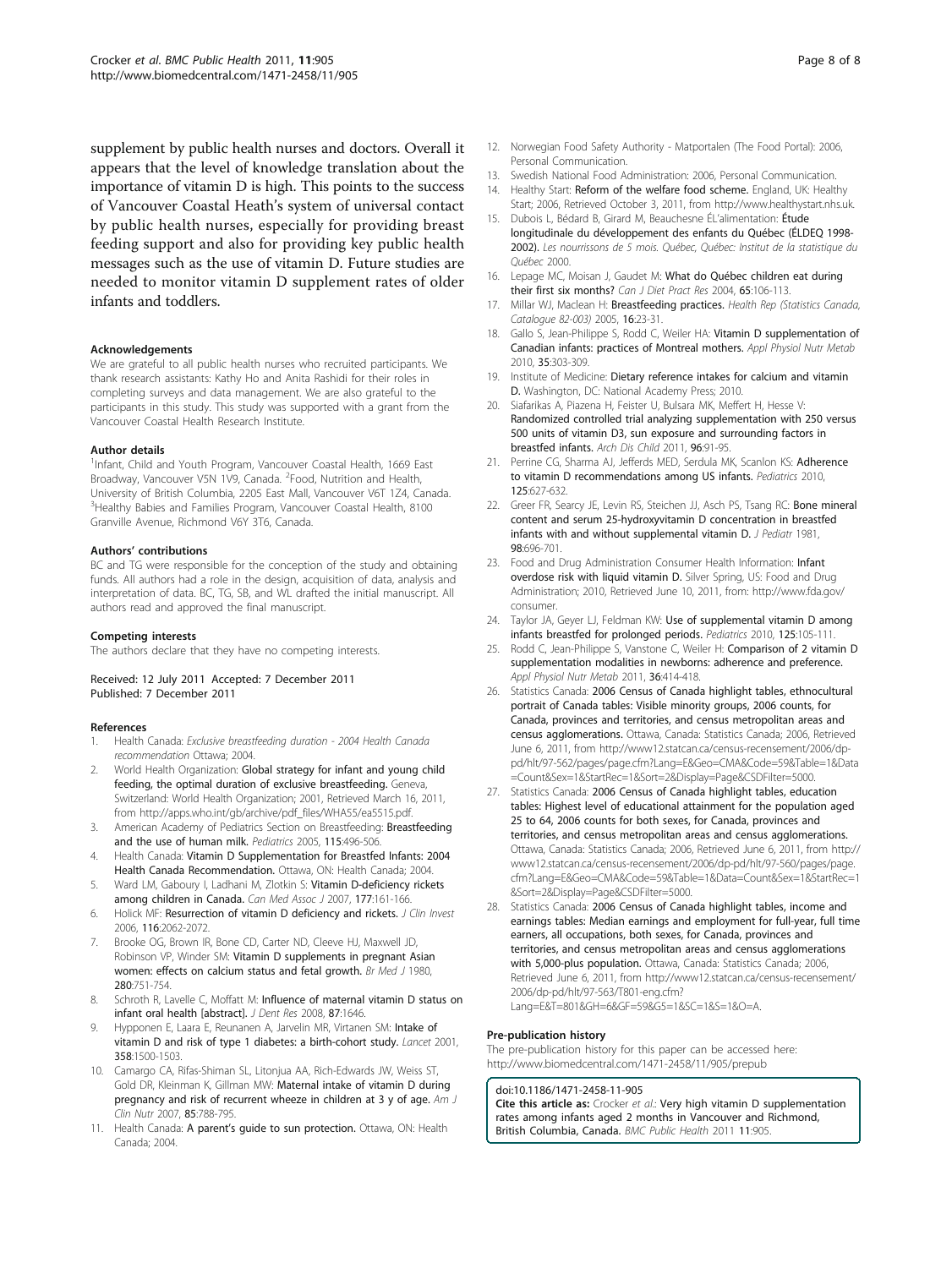supplement by public health nurses and doctors. Overall it appears that the level of knowledge translation about the importance of vitamin D is high. This points to the success of Vancouver Coastal Heath's system of universal contact by public health nurses, especially for providing breast feeding support and also for providing key public health messages such as the use of vitamin D. Future studies are needed to monitor vitamin D supplement rates of older infants and toddlers.

#### Acknowledgements

We are grateful to all public health nurses who recruited participants. We thank research assistants: Kathy Ho and Anita Rashidi for their roles in completing surveys and data management. We are also grateful to the participants in this study. This study was supported with a grant from the Vancouver Coastal Health Research Institute.

#### Author details

[1]Infant, Child and Youth Program, Vancouver Coastal Health, 1669 East Broadway, Vancouver V5N 1V9, Canada. [2]Food, Nutrition and Health, University of British Columbia, 2205 East Mall, Vancouver V6T 1Z4, Canada. [3]Healthy Babies and Families Program, Vancouver Coastal Health, 8100 Granville Avenue, Richmond V6Y 3T6, Canada.

#### Authors' contributions

BC and TG were responsible for the conception of the study and obtaining funds. All authors had a role in the design, acquisition of data, analysis and interpretation of data. BC, TG, SB, and WL drafted the initial manuscript. All authors read and approved the final manuscript.

#### Competing interests

The authors declare that they have no competing interests.

Received: 12 July 2011 Accepted: 7 December 2011
Published: 7 December 2011

#### References

1. Health Canada: *Exclusive breastfeeding duration - 2004 Health Canada recommendation* Ottawa; 2004.
2. World Health Organization: **Global strategy for infant and young child feeding, the optimal duration of exclusive breastfeeding.** Geneva, Switzerland: World Health Organization; 2001, Retrieved March 16, 2011, from http://apps.who.int/gb/archive/pdf_files/WHA55/ea5515.pdf.
3. American Academy of Pediatrics Section on Breastfeeding: **Breastfeeding and the use of human milk.** *Pediatrics* 2005, **115**:496-506.
4. Health Canada: **Vitamin D Supplementation for Breastfed Infants: 2004 Health Canada Recommendation.** Ottawa, ON: Health Canada; 2004.
5. Ward LM, Gaboury I, Ladhani M, Zlotkin S: **Vitamin D-deficiency rickets among children in Canada.** *Can Med Assoc J* 2007, **177**:161-166.
6. Holick MF: **Resurrection of vitamin D deficiency and rickets.** *J Clin Invest* 2006, **116**:2062-2072.
7. Brooke OG, Brown IR, Bone CD, Carter ND, Cleeve HJ, Maxwell JD, Robinson VP, Winder SM: **Vitamin D supplements in pregnant Asian women: effects on calcium status and fetal growth.** *Br Med J* 1980, **280**:751-754.
8. Schroth R, Lavelle C, Moffatt M: **Influence of maternal vitamin D status on infant oral health [abstract].** *J Dent Res* 2008, **87**:1646.
9. Hypponen E, Laara E, Reunanen A, Jarvelin MR, Virtanen SM: **Intake of vitamin D and risk of type 1 diabetes: a birth-cohort study.** *Lancet* 2001, **358**:1500-1503.
10. Camargo CA, Rifas-Shiman SL, Litonjua AA, Rich-Edwards JW, Weiss ST, Gold DR, Kleinman K, Gillman MW: **Maternal intake of vitamin D during pregnancy and risk of recurrent wheeze in children at 3 y of age.** *Am J Clin Nutr* 2007, **85**:788-795.
11. Health Canada: **A parent's guide to sun protection.** Ottawa, ON: Health Canada; 2004.
12. Norwegian Food Safety Authority - Matportalen (The Food Portal): 2006, Personal Communication.
13. Swedish National Food Administration: 2006, Personal Communication.
14. Healthy Start: **Reform of the welfare food scheme.** England, UK: Healthy Start; 2006, Retrieved October 3, 2011, from http://www.healthystart.nhs.uk.
15. Dubois L, Bédard B, Girard M, Beauchesne ÉL'alimentation: **Étude longitudinale du développement des enfants du Québec (ÉLDEQ 1998-2002).** *Les nourrissons de 5 mois. Québec, Québec: Institut de la statistique du Québec* 2000.
16. Lepage MC, Moisan J, Gaudet M: **What do Québec children eat during their first six months?** *Can J Diet Pract Res* 2004, **65**:106-113.
17. Millar WJ, Maclean H: **Breastfeeding practices.** *Health Rep (Statistics Canada, Catalogue 82-003)* 2005, **16**:23-31.
18. Gallo S, Jean-Philippe S, Rodd C, Weiler HA: **Vitamin D supplementation of Canadian infants: practices of Montreal mothers.** *Appl Physiol Nutr Metab* 2010, **35**:303-309.
19. Institute of Medicine: **Dietary reference intakes for calcium and vitamin D.** Washington, DC: National Academy Press; 2010.
20. Siafarikas A, Piazena H, Feister U, Bulsara MK, Meffert H, Hesse V: **Randomized controlled trial analyzing supplementation with 250 versus 500 units of vitamin D3, sun exposure and surrounding factors in breastfed infants.** *Arch Dis Child* 2011, **96**:91-95.
21. Perrine CG, Sharma AJ, Jefferds MED, Serdula MK, Scanlon KS: **Adherence to vitamin D recommendations among US infants.** *Pediatrics* 2010, **125**:627-632.
22. Greer FR, Searcy JE, Levin RS, Steichen JJ, Asch PS, Tsang RC: **Bone mineral content and serum 25-hydroxyvitamin D concentration in breastfed infants with and without supplemental vitamin D.** *J Pediatr* 1981, **98**:696-701.
23. Food and Drug Administration Consumer Health Information: **Infant overdose risk with liquid vitamin D.** Silver Spring, US: Food and Drug Administration; 2010, Retrieved June 10, 2011, from: http://www.fda.gov/consumer.
24. Taylor JA, Geyer LJ, Feldman KW: **Use of supplemental vitamin D among infants breastfed for prolonged periods.** *Pediatrics* 2010, **125**:105-111.
25. Rodd C, Jean-Philippe S, Vanstone C, Weiler H: **Comparison of 2 vitamin D supplementation modalities in newborns: adherence and preference.** *Appl Physiol Nutr Metab* 2011, **36**:414-418.
26. Statistics Canada: **2006 Census of Canada highlight tables, ethnocultural portrait of Canada tables: Visible minority groups, 2006 counts, for Canada, provinces and territories, and census metropolitan areas and census agglomerations.** Ottawa, Canada: Statistics Canada; 2006, Retrieved June 6, 2011, from http://www12.statcan.ca/census-recensement/2006/dp-pd/hlt/97-562/pages/page.cfm?Lang=E&Geo=CMA&Code=59&Table=1&Data=Count&Sex=1&StartRec=1&Sort=2&Display=Page&CSDFilter=5000.
27. Statistics Canada: **2006 Census of Canada highlight tables, education tables: Highest level of educational attainment for the population aged 25 to 64, 2006 counts for both sexes, for Canada, provinces and territories, and census metropolitan areas and census agglomerations.** Ottawa, Canada: Statistics Canada; 2006, Retrieved June 6, 2011, from http://www12.statcan.ca/census-recensement/2006/dp-pd/hlt/97-560/pages/page.cfm?Lang=E&Geo=CMA&Code=59&Table=1&Data=Count&Sex=1&StartRec=1&Sort=2&Display=Page&CSDFilter=5000.
28. Statistics Canada: **2006 Census of Canada highlight tables, income and earnings tables: Median earnings and employment for full-year, full time earners, all occupations, both sexes, for Canada, provinces and territories, and census metropolitan areas and census agglomerations with 5,000-plus population.** Ottawa, Canada: Statistics Canada; 2006, Retrieved June 6, 2011, from http://www12.statcan.ca/census-recensement/2006/dp-pd/hlt/97-563/T801-eng.cfm?Lang=E&T=801&GH=6&GF=59&G5=1&SC=1&S=1&O=A.

#### Pre-publication history

The pre-publication history for this paper can be accessed here:
http://www.biomedcentral.com/1471-2458/11/905/prepub

doi:10.1186/1471-2458-11-905

**Cite this article as:** Crocker *et al.*: Very high vitamin D supplementation rates among infants aged 2 months in Vancouver and Richmond, British Columbia, Canada. *BMC Public Health* 2011 **11**:905.